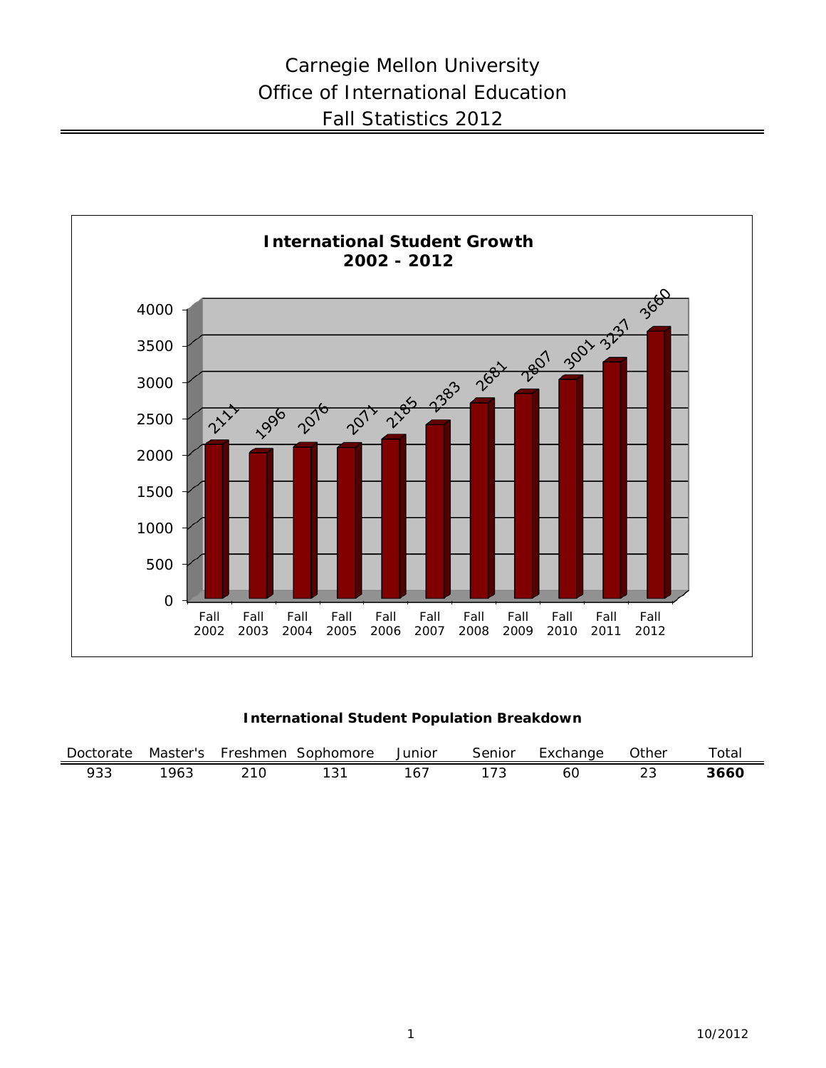# Carnegie Mellon University
# Office of International Education
# Fall Statistics 2012

**International Student Growth 2002 - 2012**

| Fall 2002 | Fall 2003 | Fall 2004 | Fall 2005 | Fall 2006 | Fall 2007 | Fall 2008 | Fall 2009 | Fall 2010 | Fall 2011 | Fall 2012 |
|---|---|---|---|---|---|---|---|---|---|---|
| 2111 | 1996 | 2076 | 2071 | 2185 | 2383 | 2681 | 2807 | 3001 | 3237 | 3660 |

**International Student Population Breakdown**

| Doctorate | Master's | Freshmen | Sophomore | Junior | Senior | Exchange | Other | Total |
|---|---|---|---|---|---|---|---|---|
| 933 | 1963 | 210 | 131 | 167 | 173 | 60 | 23 | **3660** |

10/2012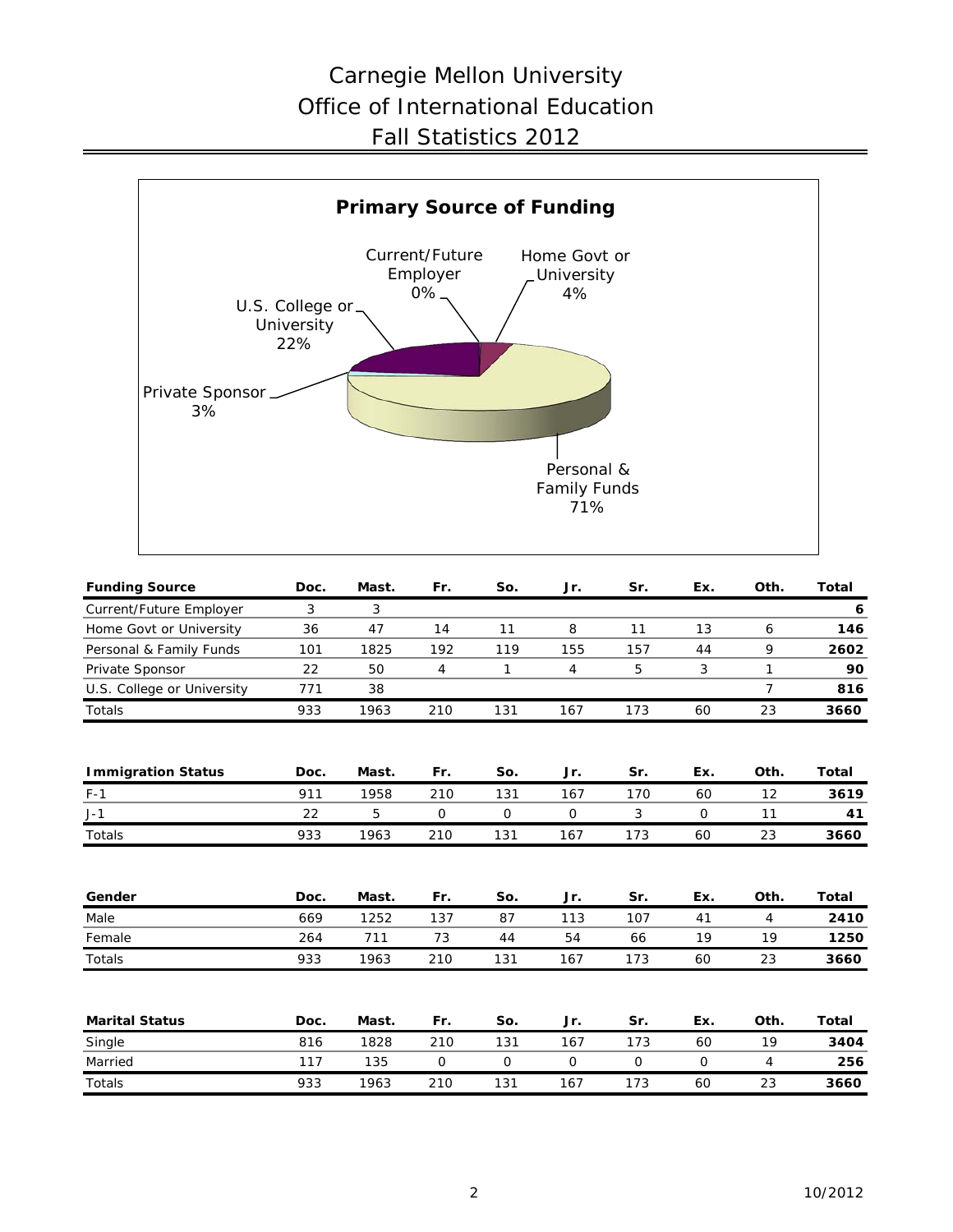# Carnegie Mellon University
# Office of International Education
# Fall Statistics 2012

**Primary Source of Funding**

Current/Future Employer 0%
Home Govt or University 4%
U.S. College or University 22%
Private Sponsor 3%
Personal & Family Funds 71%

| Funding Source | Doc. | Mast. | Fr. | So. | Jr. | Sr. | Ex. | Oth. | Total |
|---|---|---|---|---|---|---|---|---|---|
| Current/Future Employer | 3 | 3 | | | | | | | **6** |
| Home Govt or University | 36 | 47 | 14 | 11 | 8 | 11 | 13 | 6 | **146** |
| Personal & Family Funds | 101 | 1825 | 192 | 119 | 155 | 157 | 44 | 9 | **2602** |
| Private Sponsor | 22 | 50 | 4 | 1 | 4 | 5 | 3 | 1 | **90** |
| U.S. College or University | 771 | 38 | | | | | | 7 | **816** |
| Totals | 933 | 1963 | 210 | 131 | 167 | 173 | 60 | 23 | **3660** |

| Immigration Status | Doc. | Mast. | Fr. | So. | Jr. | Sr. | Ex. | Oth. | Total |
|---|---|---|---|---|---|---|---|---|---|
| F-1 | 911 | 1958 | 210 | 131 | 167 | 170 | 60 | 12 | **3619** |
| J-1 | 22 | 5 | 0 | 0 | 0 | 3 | 0 | 11 | **41** |
| Totals | 933 | 1963 | 210 | 131 | 167 | 173 | 60 | 23 | **3660** |

| Gender | Doc. | Mast. | Fr. | So. | Jr. | Sr. | Ex. | Oth. | Total |
|---|---|---|---|---|---|---|---|---|---|
| Male | 669 | 1252 | 137 | 87 | 113 | 107 | 41 | 4 | **2410** |
| Female | 264 | 711 | 73 | 44 | 54 | 66 | 19 | 19 | **1250** |
| Totals | 933 | 1963 | 210 | 131 | 167 | 173 | 60 | 23 | **3660** |

| Marital Status | Doc. | Mast. | Fr. | So. | Jr. | Sr. | Ex. | Oth. | Total |
|---|---|---|---|---|---|---|---|---|---|
| Single | 816 | 1828 | 210 | 131 | 167 | 173 | 60 | 19 | **3404** |
| Married | 117 | 135 | 0 | 0 | 0 | 0 | 0 | 4 | **256** |
| Totals | 933 | 1963 | 210 | 131 | 167 | 173 | 60 | 23 | **3660** |

10/2012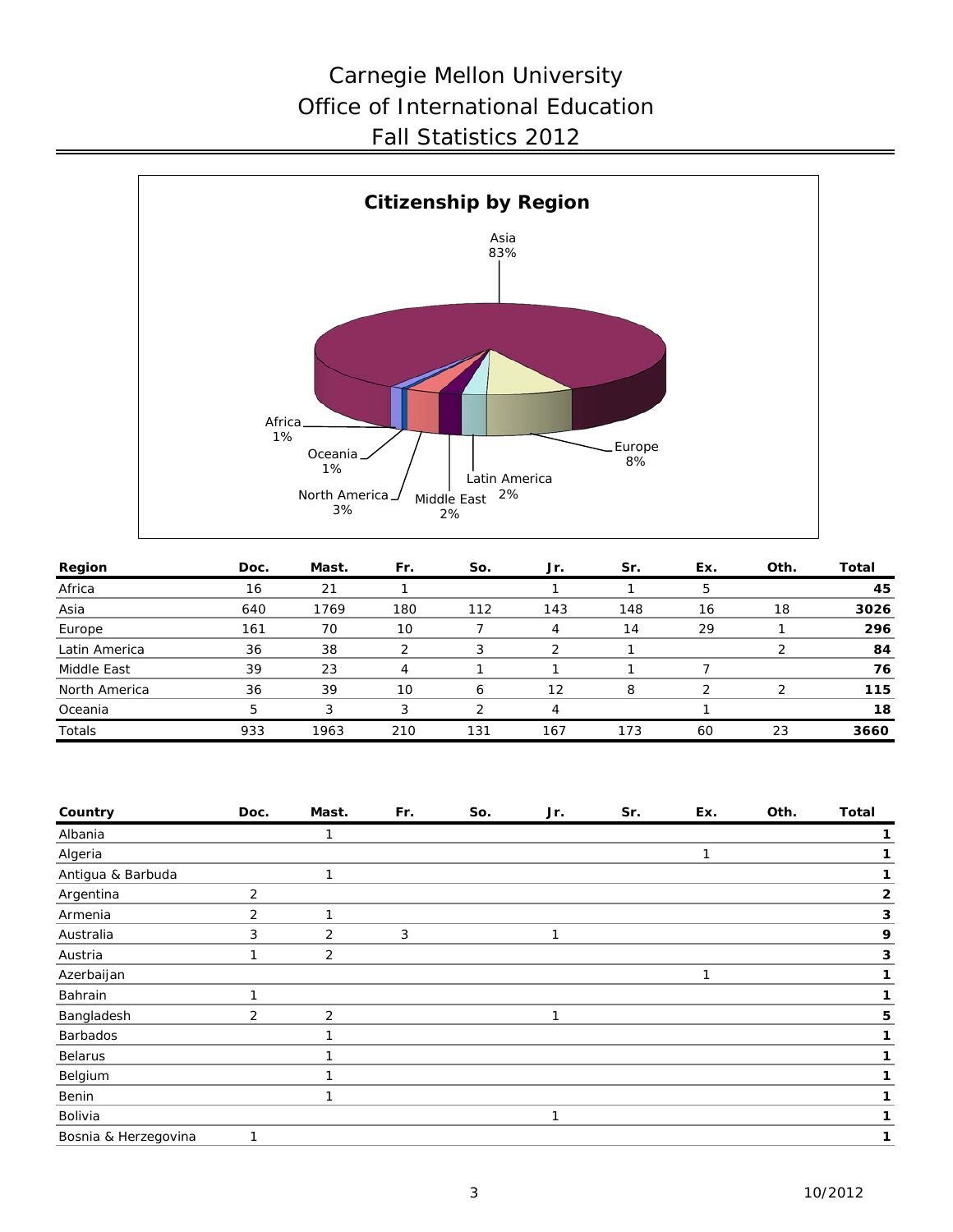# Carnegie Mellon University
# Office of International Education
# Fall Statistics 2012

**Citizenship by Region**

Asia 83%
Europe 8%
Latin America 2%
Middle East 2%
North America 3%
Oceania 1%
Africa 1%

| Region | Doc. | Mast. | Fr. | So. | Jr. | Sr. | Ex. | Oth. | Total |
|---|---|---|---|---|---|---|---|---|---|
| Africa | 16 | 21 | 1 | | 1 | 1 | 5 | | **45** |
| Asia | 640 | 1769 | 180 | 112 | 143 | 148 | 16 | 18 | **3026** |
| Europe | 161 | 70 | 10 | 7 | 4 | 14 | 29 | 1 | **296** |
| Latin America | 36 | 38 | 2 | 3 | 2 | 1 | | 2 | **84** |
| Middle East | 39 | 23 | 4 | 1 | 1 | 1 | 7 | | **76** |
| North America | 36 | 39 | 10 | 6 | 12 | 8 | 2 | 2 | **115** |
| Oceania | 5 | 3 | 3 | 2 | 4 | | 1 | | **18** |
| Totals | 933 | 1963 | 210 | 131 | 167 | 173 | 60 | 23 | **3660** |

| Country | Doc. | Mast. | Fr. | So. | Jr. | Sr. | Ex. | Oth. | Total |
|---|---|---|---|---|---|---|---|---|---|
| Albania | | 1 | | | | | | | **1** |
| Algeria | | | | | | | 1 | | **1** |
| Antigua & Barbuda | | 1 | | | | | | | **1** |
| Argentina | 2 | | | | | | | | **2** |
| Armenia | 2 | 1 | | | | | | | **3** |
| Australia | 3 | 2 | 3 | | 1 | | | | **9** |
| Austria | 1 | 2 | | | | | | | **3** |
| Azerbaijan | | | | | | | 1 | | **1** |
| Bahrain | 1 | | | | | | | | **1** |
| Bangladesh | 2 | 2 | | | 1 | | | | **5** |
| Barbados | | 1 | | | | | | | **1** |
| Belarus | | 1 | | | | | | | **1** |
| Belgium | | 1 | | | | | | | **1** |
| Benin | | 1 | | | | | | | **1** |
| Bolivia | | | | | 1 | | | | **1** |
| Bosnia & Herzegovina | 1 | | | | | | | | **1** |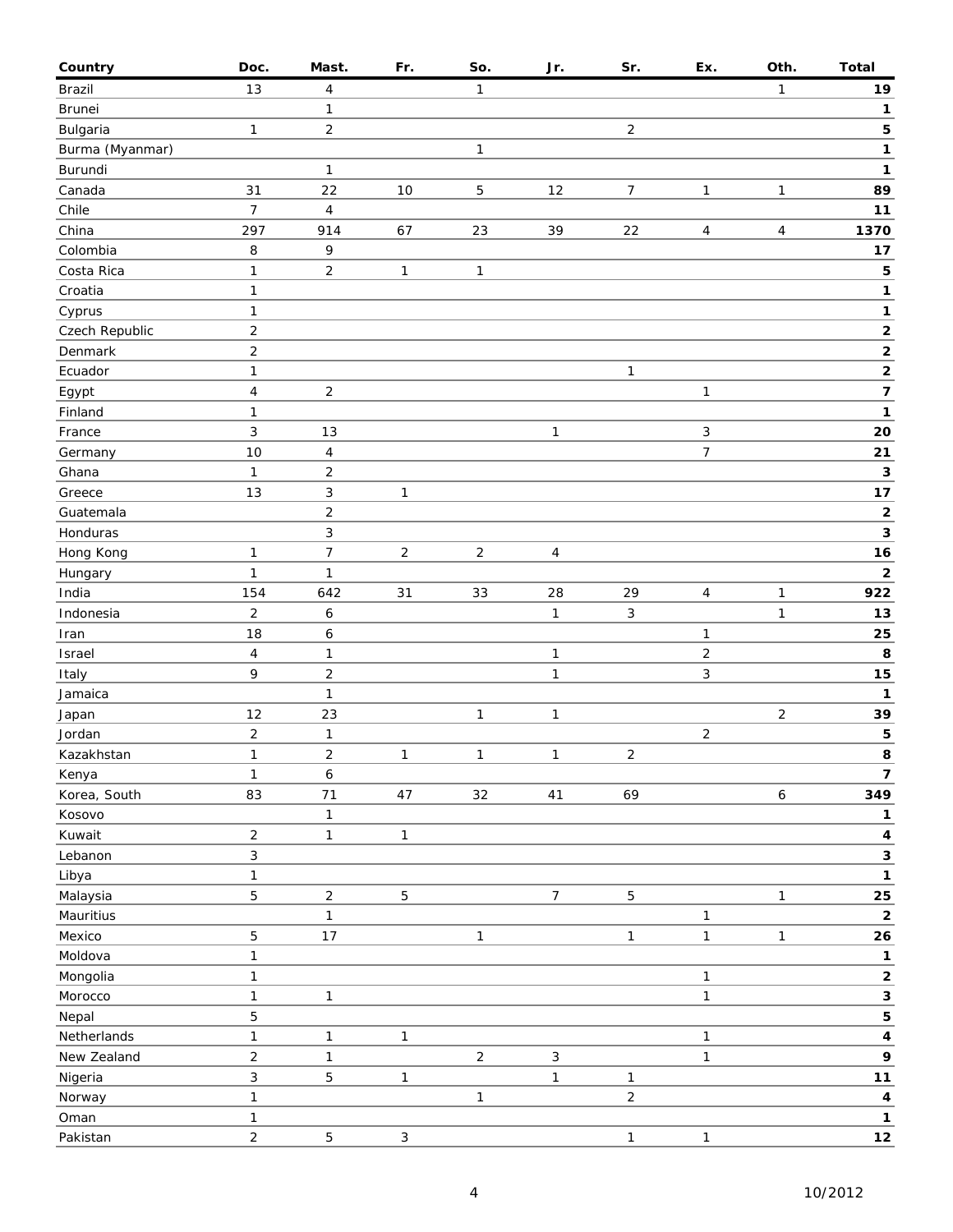| Country | Doc. | Mast. | Fr. | So. | Jr. | Sr. | Ex. | Oth. | Total |
|---|---|---|---|---|---|---|---|---|---|
| Brazil | 13 | 4 | | 1 | | | | 1 | **19** |
| Brunei | | 1 | | | | | | | **1** |
| Bulgaria | 1 | 2 | | | | 2 | | | **5** |
| Burma (Myanmar) | | | | 1 | | | | | **1** |
| Burundi | | 1 | | | | | | | **1** |
| Canada | 31 | 22 | 10 | 5 | 12 | 7 | 1 | 1 | **89** |
| Chile | 7 | 4 | | | | | | | **11** |
| China | 297 | 914 | 67 | 23 | 39 | 22 | 4 | 4 | **1370** |
| Colombia | 8 | 9 | | | | | | | **17** |
| Costa Rica | 1 | 2 | 1 | 1 | | | | | **5** |
| Croatia | 1 | | | | | | | | **1** |
| Cyprus | 1 | | | | | | | | **1** |
| Czech Republic | 2 | | | | | | | | **2** |
| Denmark | 2 | | | | | | | | **2** |
| Ecuador | 1 | | | | | 1 | | | **2** |
| Egypt | 4 | 2 | | | | | 1 | | **7** |
| Finland | 1 | | | | | | | | **1** |
| France | 3 | 13 | | | 1 | | 3 | | **20** |
| Germany | 10 | 4 | | | | | 7 | | **21** |
| Ghana | 1 | 2 | | | | | | | **3** |
| Greece | 13 | 3 | 1 | | | | | | **17** |
| Guatemala | | 2 | | | | | | | **2** |
| Honduras | | 3 | | | | | | | **3** |
| Hong Kong | 1 | 7 | 2 | 2 | 4 | | | | **16** |
| Hungary | 1 | 1 | | | | | | | **2** |
| India | 154 | 642 | 31 | 33 | 28 | 29 | 4 | 1 | **922** |
| Indonesia | 2 | 6 | | | 1 | 3 | | 1 | **13** |
| Iran | 18 | 6 | | | | | 1 | | **25** |
| Israel | 4 | 1 | | | 1 | | 2 | | **8** |
| Italy | 9 | 2 | | | 1 | | 3 | | **15** |
| Jamaica | | 1 | | | | | | | **1** |
| Japan | 12 | 23 | | 1 | 1 | | | 2 | **39** |
| Jordan | 2 | 1 | | | | | 2 | | **5** |
| Kazakhstan | 1 | 2 | 1 | 1 | 1 | 2 | | | **8** |
| Kenya | 1 | 6 | | | | | | | **7** |
| Korea, South | 83 | 71 | 47 | 32 | 41 | 69 | | 6 | **349** |
| Kosovo | | 1 | | | | | | | **1** |
| Kuwait | 2 | 1 | 1 | | | | | | **4** |
| Lebanon | 3 | | | | | | | | **3** |
| Libya | 1 | | | | | | | | **1** |
| Malaysia | 5 | 2 | 5 | | 7 | 5 | | 1 | **25** |
| Mauritius | | 1 | | | | | 1 | | **2** |
| Mexico | 5 | 17 | | 1 | | 1 | 1 | 1 | **26** |
| Moldova | 1 | | | | | | | | **1** |
| Mongolia | 1 | | | | | | 1 | | **2** |
| Morocco | 1 | 1 | | | | | 1 | | **3** |
| Nepal | 5 | | | | | | | | **5** |
| Netherlands | 1 | 1 | 1 | | | | 1 | | **4** |
| New Zealand | 2 | 1 | | 2 | 3 | | 1 | | **9** |
| Nigeria | 3 | 5 | 1 | | 1 | 1 | | | **11** |
| Norway | 1 | | | 1 | | 2 | | | **4** |
| Oman | 1 | | | | | | | | **1** |
| Pakistan | 2 | 5 | 3 | | | 1 | 1 | | **12** |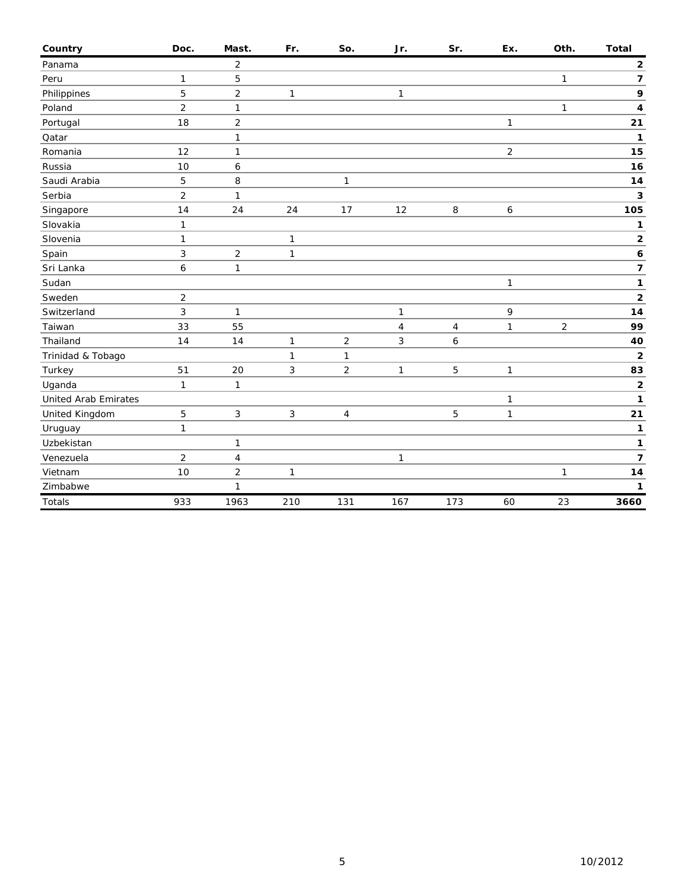| Country | Doc. | Mast. | Fr. | So. | Jr. | Sr. | Ex. | Oth. | Total |
|---|---|---|---|---|---|---|---|---|---|
| Panama | | 2 | | | | | | | **2** |
| Peru | 1 | 5 | | | | | | 1 | **7** |
| Philippines | 5 | 2 | 1 | | 1 | | | | **9** |
| Poland | 2 | 1 | | | | | | 1 | **4** |
| Portugal | 18 | 2 | | | | | 1 | | **21** |
| Qatar | | 1 | | | | | | | **1** |
| Romania | 12 | 1 | | | | | 2 | | **15** |
| Russia | 10 | 6 | | | | | | | **16** |
| Saudi Arabia | 5 | 8 | | 1 | | | | | **14** |
| Serbia | 2 | 1 | | | | | | | **3** |
| Singapore | 14 | 24 | 24 | 17 | 12 | 8 | 6 | | **105** |
| Slovakia | 1 | | | | | | | | **1** |
| Slovenia | 1 | | 1 | | | | | | **2** |
| Spain | 3 | 2 | 1 | | | | | | **6** |
| Sri Lanka | 6 | 1 | | | | | | | **7** |
| Sudan | | | | | | | 1 | | **1** |
| Sweden | 2 | | | | | | | | **2** |
| Switzerland | 3 | 1 | | | 1 | | 9 | | **14** |
| Taiwan | 33 | 55 | | | 4 | 4 | 1 | 2 | **99** |
| Thailand | 14 | 14 | 1 | 2 | 3 | 6 | | | **40** |
| Trinidad & Tobago | | | 1 | 1 | | | | | **2** |
| Turkey | 51 | 20 | 3 | 2 | 1 | 5 | 1 | | **83** |
| Uganda | 1 | 1 | | | | | | | **2** |
| United Arab Emirates | | | | | | | 1 | | **1** |
| United Kingdom | 5 | 3 | 3 | 4 | | 5 | 1 | | **21** |
| Uruguay | 1 | | | | | | | | **1** |
| Uzbekistan | | 1 | | | | | | | **1** |
| Venezuela | 2 | 4 | | | 1 | | | | **7** |
| Vietnam | 10 | 2 | 1 | | | | | 1 | **14** |
| Zimbabwe | | 1 | | | | | | | **1** |
| Totals | 933 | 1963 | 210 | 131 | 167 | 173 | 60 | 23 | **3660** |

10/2012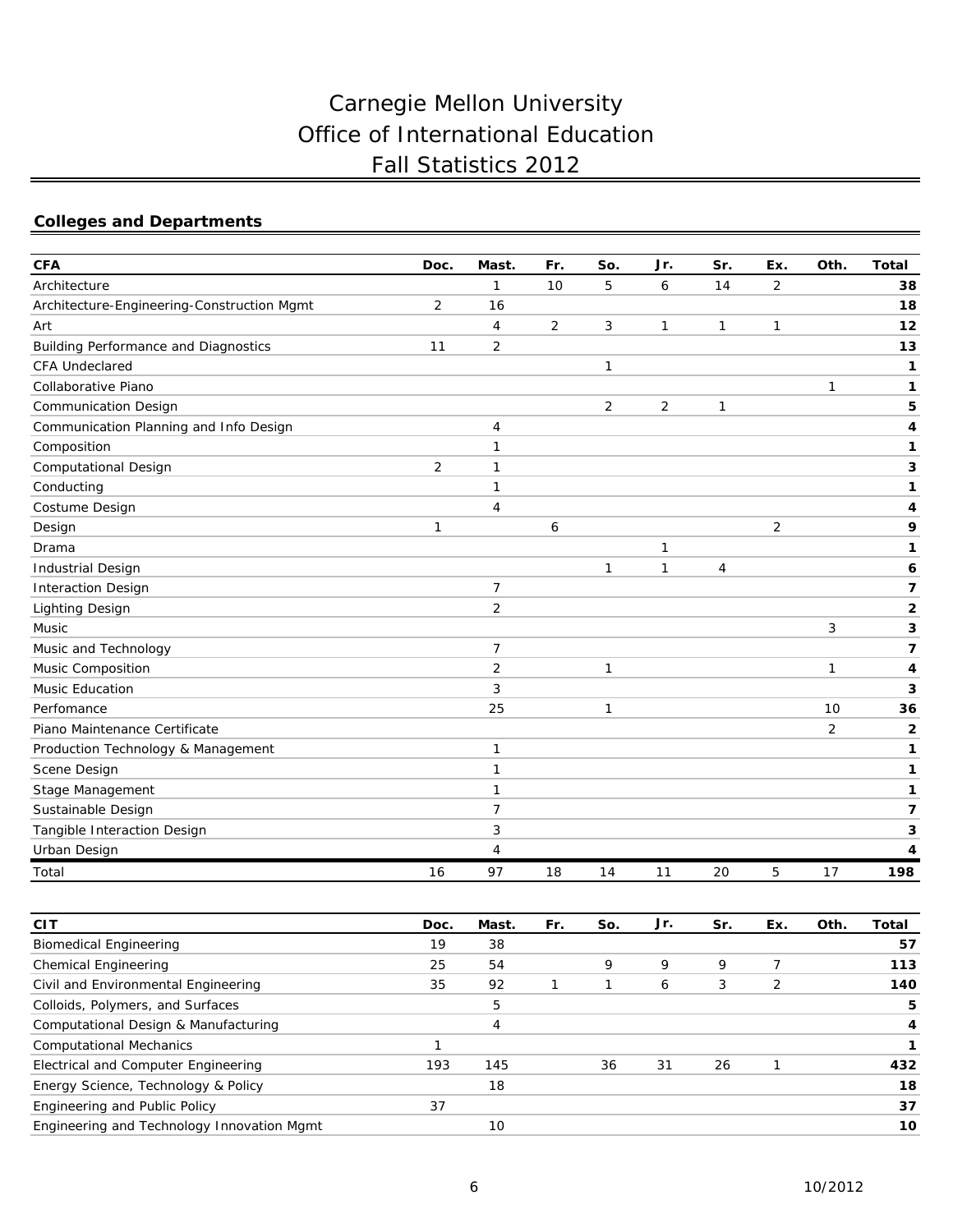# Carnegie Mellon University
# Office of International Education
# Fall Statistics 2012

## Colleges and Departments

| CFA | Doc. | Mast. | Fr. | So. | Jr. | Sr. | Ex. | Oth. | Total |
|---|---|---|---|---|---|---|---|---|---|
| Architecture | | 1 | 10 | 5 | 6 | 14 | 2 | | **38** |
| Architecture-Engineering-Construction Mgmt | 2 | 16 | | | | | | | **18** |
| Art | | 4 | 2 | 3 | 1 | 1 | 1 | | **12** |
| Building Performance and Diagnostics | 11 | 2 | | | | | | | **13** |
| CFA Undeclared | | | | 1 | | | | | **1** |
| Collaborative Piano | | | | | | | | 1 | **1** |
| Communication Design | | | | 2 | 2 | 1 | | | **5** |
| Communication Planning and Info Design | | 4 | | | | | | | **4** |
| Composition | | 1 | | | | | | | **1** |
| Computational Design | 2 | 1 | | | | | | | **3** |
| Conducting | | 1 | | | | | | | **1** |
| Costume Design | | 4 | | | | | | | **4** |
| Design | 1 | | 6 | | | | 2 | | **9** |
| Drama | | | | | 1 | | | | **1** |
| Industrial Design | | | | 1 | 1 | 4 | | | **6** |
| Interaction Design | | 7 | | | | | | | **7** |
| Lighting Design | | 2 | | | | | | | **2** |
| Music | | | | | | | | 3 | **3** |
| Music and Technology | | 7 | | | | | | | **7** |
| Music Composition | | 2 | | 1 | | | | 1 | **4** |
| Music Education | | 3 | | | | | | | **3** |
| Perfomance | | 25 | | 1 | | | | 10 | **36** |
| Piano Maintenance Certificate | | | | | | | | 2 | **2** |
| Production Technology & Management | | 1 | | | | | | | **1** |
| Scene Design | | 1 | | | | | | | **1** |
| Stage Management | | 1 | | | | | | | **1** |
| Sustainable Design | | 7 | | | | | | | **7** |
| Tangible Interaction Design | | 3 | | | | | | | **3** |
| Urban Design | | 4 | | | | | | | **4** |
| Total | 16 | 97 | 18 | 14 | 11 | 20 | 5 | 17 | **198** |

| CIT | Doc. | Mast. | Fr. | So. | Jr. | Sr. | Ex. | Oth. | Total |
|---|---|---|---|---|---|---|---|---|---|
| Biomedical Engineering | 19 | 38 | | | | | | | **57** |
| Chemical Engineering | 25 | 54 | | 9 | 9 | 9 | 7 | | **113** |
| Civil and Environmental Engineering | 35 | 92 | 1 | 1 | 6 | 3 | 2 | | **140** |
| Colloids, Polymers, and Surfaces | | 5 | | | | | | | **5** |
| Computational Design & Manufacturing | | 4 | | | | | | | **4** |
| Computational Mechanics | 1 | | | | | | | | **1** |
| Electrical and Computer Engineering | 193 | 145 | | 36 | 31 | 26 | 1 | | **432** |
| Energy Science, Technology & Policy | | 18 | | | | | | | **18** |
| Engineering and Public Policy | 37 | | | | | | | | **37** |
| Engineering and Technology Innovation Mgmt | | 10 | | | | | | | **10** |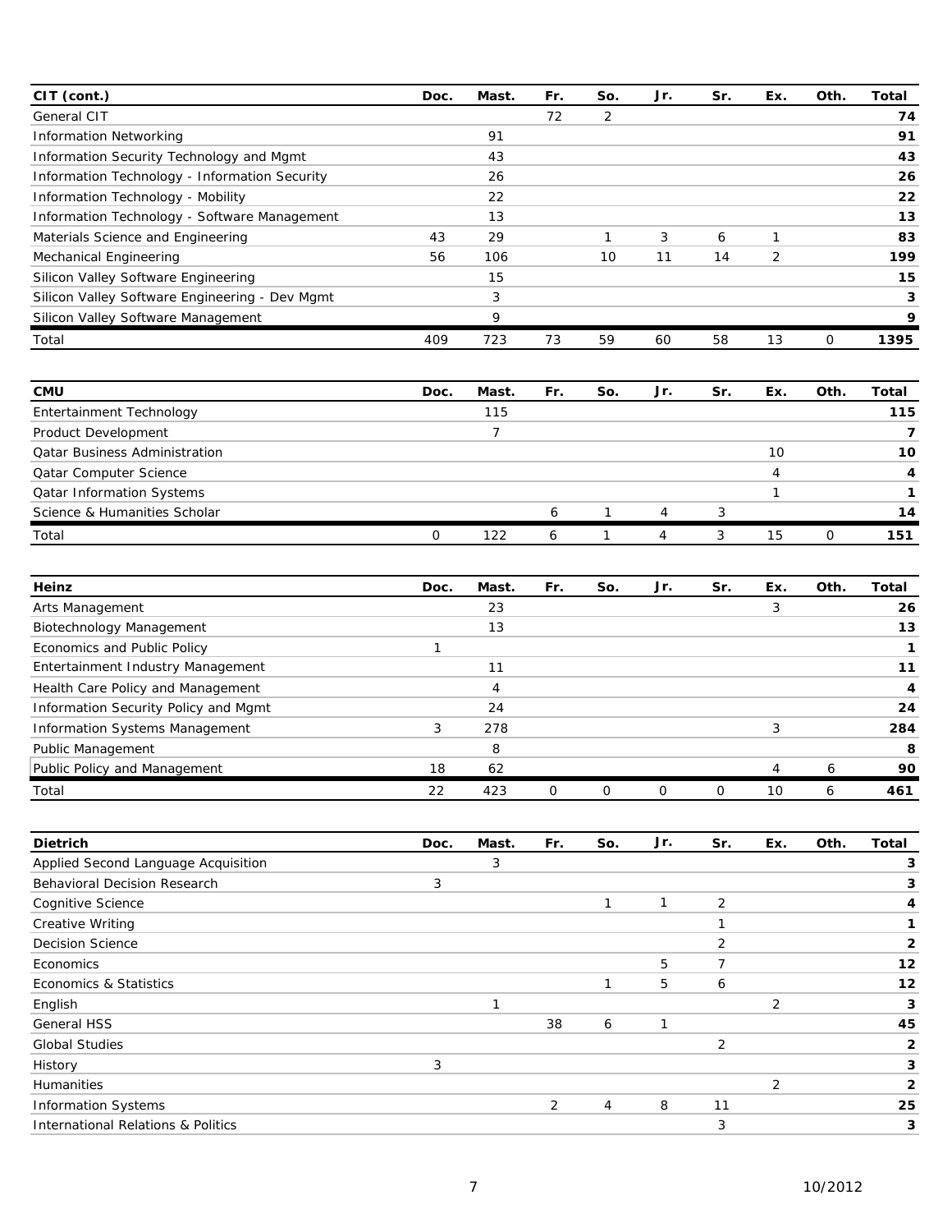| CIT (cont.) | Doc. | Mast. | Fr. | So. | Jr. | Sr. | Ex. | Oth. | Total |
|---|---|---|---|---|---|---|---|---|---|
| General CIT | | | 72 | 2 | | | | | **74** |
| Information Networking | | 91 | | | | | | | **91** |
| Information Security Technology and Mgmt | | 43 | | | | | | | **43** |
| Information Technology - Information Security | | 26 | | | | | | | **26** |
| Information Technology - Mobility | | 22 | | | | | | | **22** |
| Information Technology - Software Management | | 13 | | | | | | | **13** |
| Materials Science and Engineering | 43 | 29 | | 1 | 3 | 6 | 1 | | **83** |
| Mechanical Engineering | 56 | 106 | | 10 | 11 | 14 | 2 | | **199** |
| Silicon Valley Software Engineering | | 15 | | | | | | | **15** |
| Silicon Valley Software Engineering - Dev Mgmt | | 3 | | | | | | | **3** |
| Silicon Valley Software Management | | 9 | | | | | | | **9** |
| Total | 409 | 723 | 73 | 59 | 60 | 58 | 13 | 0 | **1395** |

| CMU | Doc. | Mast. | Fr. | So. | Jr. | Sr. | Ex. | Oth. | Total |
|---|---|---|---|---|---|---|---|---|---|
| Entertainment Technology | | 115 | | | | | | | **115** |
| Product Development | | 7 | | | | | | | **7** |
| Qatar Business Administration | | | | | | | 10 | | **10** |
| Qatar Computer Science | | | | | | | 4 | | **4** |
| Qatar Information Systems | | | | | | | 1 | | **1** |
| Science & Humanities Scholar | | | 6 | 1 | 4 | 3 | | | **14** |
| Total | 0 | 122 | 6 | 1 | 4 | 3 | 15 | 0 | **151** |

| Heinz | Doc. | Mast. | Fr. | So. | Jr. | Sr. | Ex. | Oth. | Total |
|---|---|---|---|---|---|---|---|---|---|
| Arts Management | | 23 | | | | | 3 | | **26** |
| Biotechnology Management | | 13 | | | | | | | **13** |
| Economics and Public Policy | 1 | | | | | | | | **1** |
| Entertainment Industry Management | | 11 | | | | | | | **11** |
| Health Care Policy and Management | | 4 | | | | | | | **4** |
| Information Security Policy and Mgmt | | 24 | | | | | | | **24** |
| Information Systems Management | 3 | 278 | | | | | 3 | | **284** |
| Public Management | | 8 | | | | | | | **8** |
| Public Policy and Management | 18 | 62 | | | | | 4 | 6 | **90** |
| Total | 22 | 423 | 0 | 0 | 0 | 0 | 10 | 6 | **461** |

| Dietrich | Doc. | Mast. | Fr. | So. | Jr. | Sr. | Ex. | Oth. | Total |
|---|---|---|---|---|---|---|---|---|---|
| Applied Second Language Acquisition | | 3 | | | | | | | **3** |
| Behavioral Decision Research | 3 | | | | | | | | **3** |
| Cognitive Science | | | | 1 | 1 | 2 | | | **4** |
| Creative Writing | | | | | | 1 | | | **1** |
| Decision Science | | | | | | 2 | | | **2** |
| Economics | | | | | 5 | 7 | | | **12** |
| Economics & Statistics | | | | 1 | 5 | 6 | | | **12** |
| English | | 1 | | | | | 2 | | **3** |
| General HSS | | | 38 | 6 | 1 | | | | **45** |
| Global Studies | | | | | | 2 | | | **2** |
| History | 3 | | | | | | | | **3** |
| Humanities | | | | | | | 2 | | **2** |
| Information Systems | | | 2 | 4 | 8 | 11 | | | **25** |
| International Relations & Politics | | | | | | 3 | | | **3** |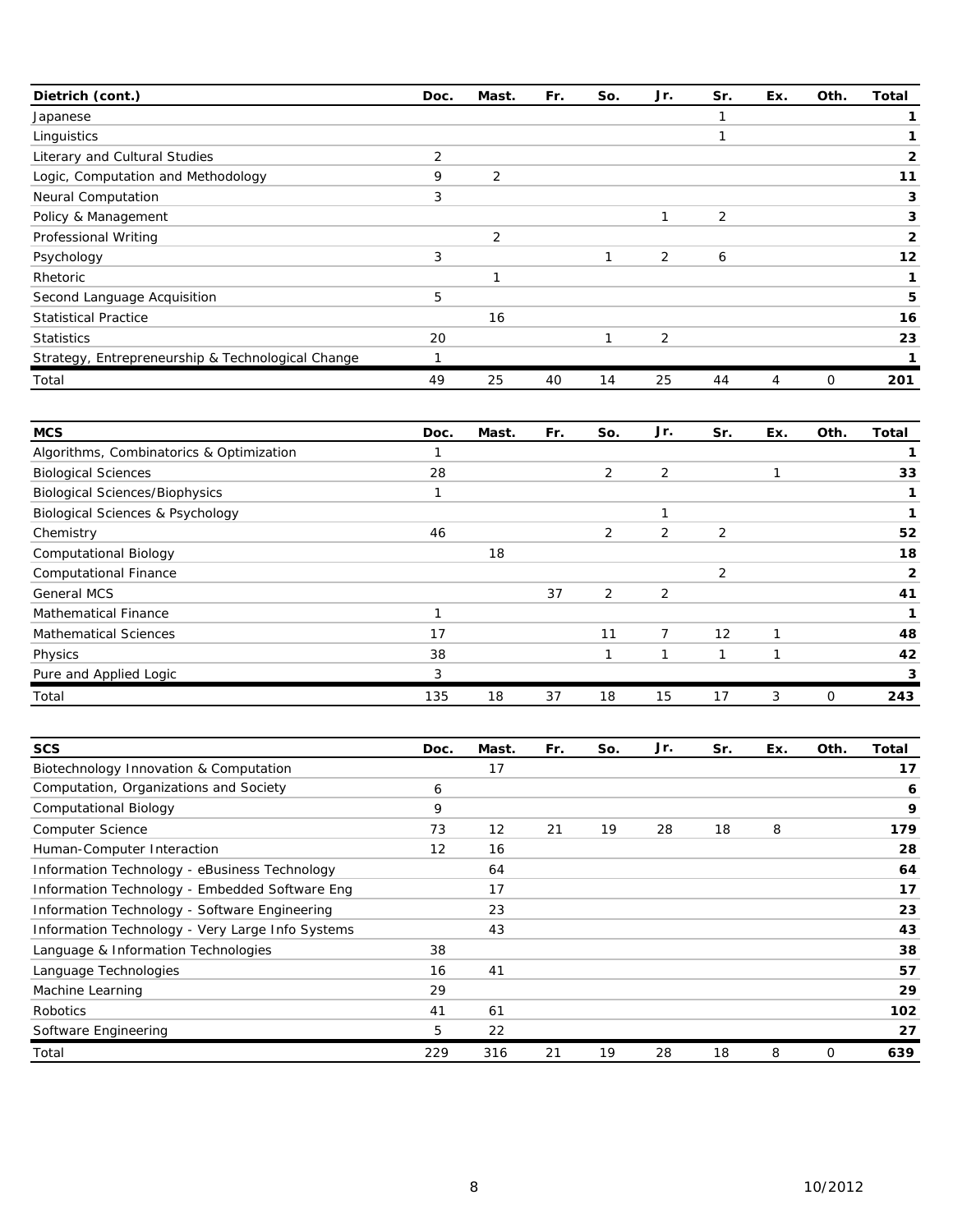| Dietrich (cont.) | Doc. | Mast. | Fr. | So. | Jr. | Sr. | Ex. | Oth. | Total |
|---|---|---|---|---|---|---|---|---|---|
| Japanese | | | | | | 1 | | | **1** |
| Linguistics | | | | | | 1 | | | **1** |
| Literary and Cultural Studies | 2 | | | | | | | | **2** |
| Logic, Computation and Methodology | 9 | 2 | | | | | | | **11** |
| Neural Computation | 3 | | | | | | | | **3** |
| Policy & Management | | | | | 1 | 2 | | | **3** |
| Professional Writing | | 2 | | | | | | | **2** |
| Psychology | 3 | | | 1 | 2 | 6 | | | **12** |
| Rhetoric | | 1 | | | | | | | **1** |
| Second Language Acquisition | 5 | | | | | | | | **5** |
| Statistical Practice | | 16 | | | | | | | **16** |
| Statistics | 20 | | | 1 | 2 | | | | **23** |
| Strategy, Entrepreneurship & Technological Change | 1 | | | | | | | | **1** |
| Total | 49 | 25 | 40 | 14 | 25 | 44 | 4 | 0 | **201** |

| MCS | Doc. | Mast. | Fr. | So. | Jr. | Sr. | Ex. | Oth. | Total |
|---|---|---|---|---|---|---|---|---|---|
| Algorithms, Combinatorics & Optimization | 1 | | | | | | | | **1** |
| Biological Sciences | 28 | | | 2 | 2 | | 1 | | **33** |
| Biological Sciences/Biophysics | 1 | | | | | | | | **1** |
| Biological Sciences & Psychology | | | | | 1 | | | | **1** |
| Chemistry | 46 | | | 2 | 2 | 2 | | | **52** |
| Computational Biology | | 18 | | | | | | | **18** |
| Computational Finance | | | | | | 2 | | | **2** |
| General MCS | | | 37 | 2 | 2 | | | | **41** |
| Mathematical Finance | 1 | | | | | | | | **1** |
| Mathematical Sciences | 17 | | | 11 | 7 | 12 | 1 | | **48** |
| Physics | 38 | | | 1 | 1 | 1 | 1 | | **42** |
| Pure and Applied Logic | 3 | | | | | | | | **3** |
| Total | 135 | 18 | 37 | 18 | 15 | 17 | 3 | 0 | **243** |

| SCS | Doc. | Mast. | Fr. | So. | Jr. | Sr. | Ex. | Oth. | Total |
|---|---|---|---|---|---|---|---|---|---|
| Biotechnology Innovation & Computation | | 17 | | | | | | | **17** |
| Computation, Organizations and Society | 6 | | | | | | | | **6** |
| Computational Biology | 9 | | | | | | | | **9** |
| Computer Science | 73 | 12 | 21 | 19 | 28 | 18 | 8 | | **179** |
| Human-Computer Interaction | 12 | 16 | | | | | | | **28** |
| Information Technology - eBusiness Technology | | 64 | | | | | | | **64** |
| Information Technology - Embedded Software Eng | | 17 | | | | | | | **17** |
| Information Technology - Software Engineering | | 23 | | | | | | | **23** |
| Information Technology - Very Large Info Systems | | 43 | | | | | | | **43** |
| Language & Information Technologies | 38 | | | | | | | | **38** |
| Language Technologies | 16 | 41 | | | | | | | **57** |
| Machine Learning | 29 | | | | | | | | **29** |
| Robotics | 41 | 61 | | | | | | | **102** |
| Software Engineering | 5 | 22 | | | | | | | **27** |
| Total | 229 | 316 | 21 | 19 | 28 | 18 | 8 | 0 | **639** |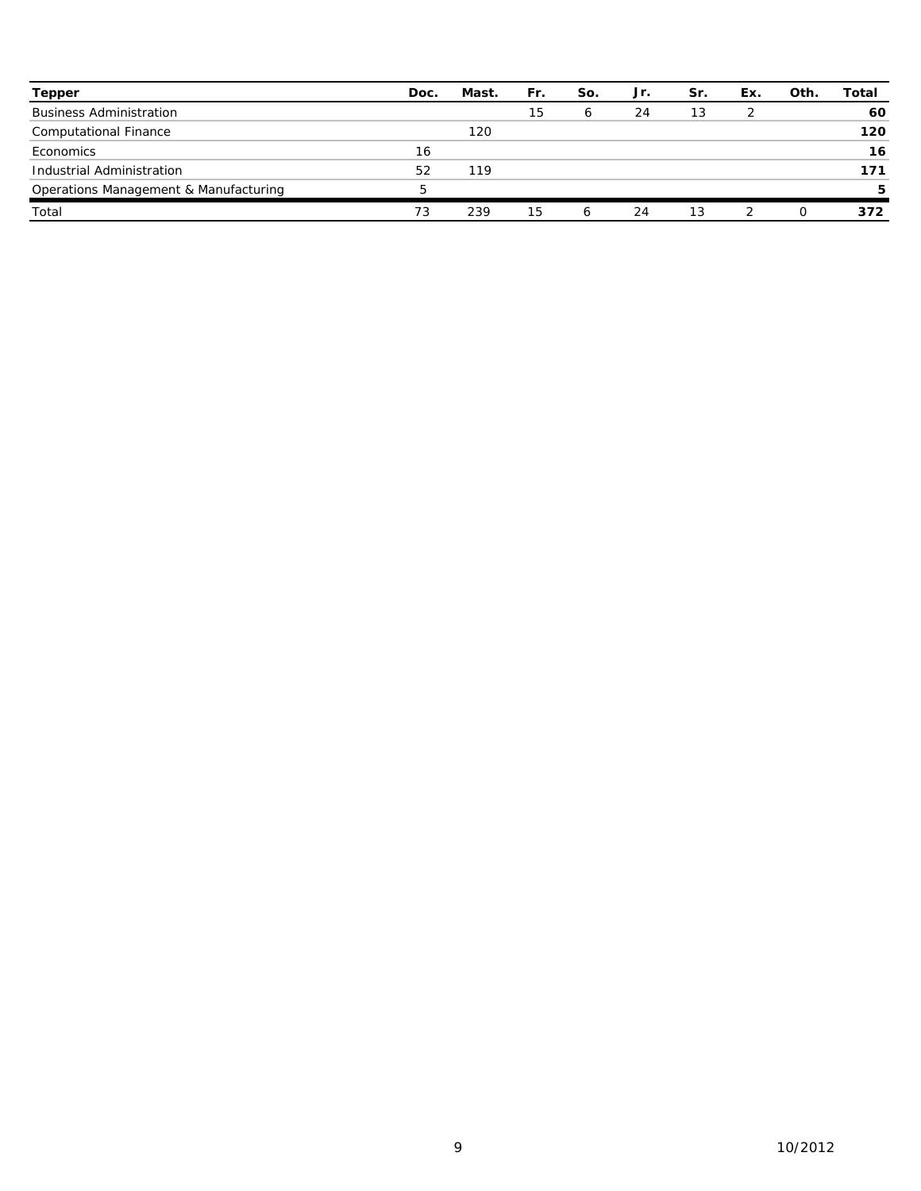| Tepper | Doc. | Mast. | Fr. | So. | Jr. | Sr. | Ex. | Oth. | Total |
|---|---|---|---|---|---|---|---|---|---|
| Business Administration | | | 15 | 6 | 24 | 13 | 2 | | **60** |
| Computational Finance | | 120 | | | | | | | **120** |
| Economics | 16 | | | | | | | | **16** |
| Industrial Administration | 52 | 119 | | | | | | | **171** |
| Operations Management & Manufacturing | 5 | | | | | | | | **5** |
| Total | 73 | 239 | 15 | 6 | 24 | 13 | 2 | 0 | **372** |

10/2012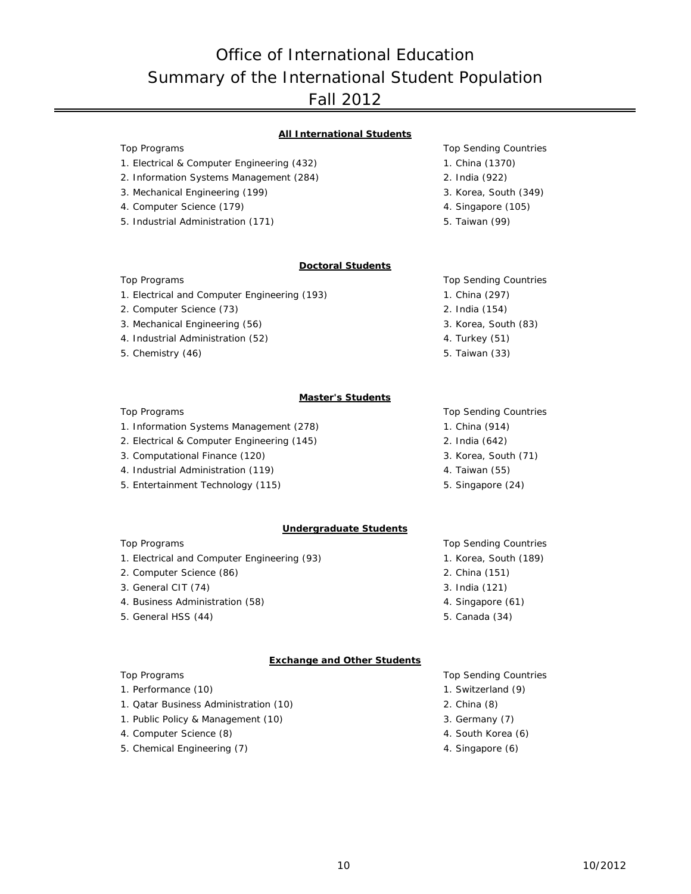# Office of International Education
# Summary of the International Student Population
# Fall 2012

## All International Students

| Top Programs | Top Sending Countries |
| --- | --- |
| 1. Electrical & Computer Engineering (432) | 1. China (1370) |
| 2. Information Systems Management (284) | 2. India (922) |
| 3. Mechanical Engineering (199) | 3. Korea, South (349) |
| 4. Computer Science (179) | 4. Singapore (105) |
| 5. Industrial Administration (171) | 5. Taiwan (99) |

## Doctoral Students

| Top Programs | Top Sending Countries |
| --- | --- |
| 1. Electrical and Computer Engineering (193) | 1. China (297) |
| 2. Computer Science (73) | 2. India (154) |
| 3. Mechanical Engineering (56) | 3. Korea, South (83) |
| 4. Industrial Administration (52) | 4. Turkey (51) |
| 5. Chemistry (46) | 5. Taiwan (33) |

## Master's Students

| Top Programs | Top Sending Countries |
| --- | --- |
| 1. Information Systems Management (278) | 1. China (914) |
| 2. Electrical & Computer Engineering (145) | 2. India (642) |
| 3. Computational Finance (120) | 3. Korea, South (71) |
| 4. Industrial Administration (119) | 4. Taiwan (55) |
| 5. Entertainment Technology (115) | 5. Singapore (24) |

## Undergraduate Students

| Top Programs | Top Sending Countries |
| --- | --- |
| 1. Electrical and Computer Engineering (93) | 1. Korea, South (189) |
| 2. Computer Science (86) | 2. China (151) |
| 3. General CIT (74) | 3. India (121) |
| 4. Business Administration (58) | 4. Singapore (61) |
| 5. General HSS (44) | 5. Canada (34) |

## Exchange and Other Students

| Top Programs | Top Sending Countries |
| --- | --- |
| 1. Performance (10) | 1. Switzerland (9) |
| 1. Qatar Business Administration (10) | 2. China (8) |
| 1. Public Policy & Management (10) | 3. Germany (7) |
| 4. Computer Science (8) | 4. South Korea (6) |
| 5. Chemical Engineering (7) | 4. Singapore (6) |